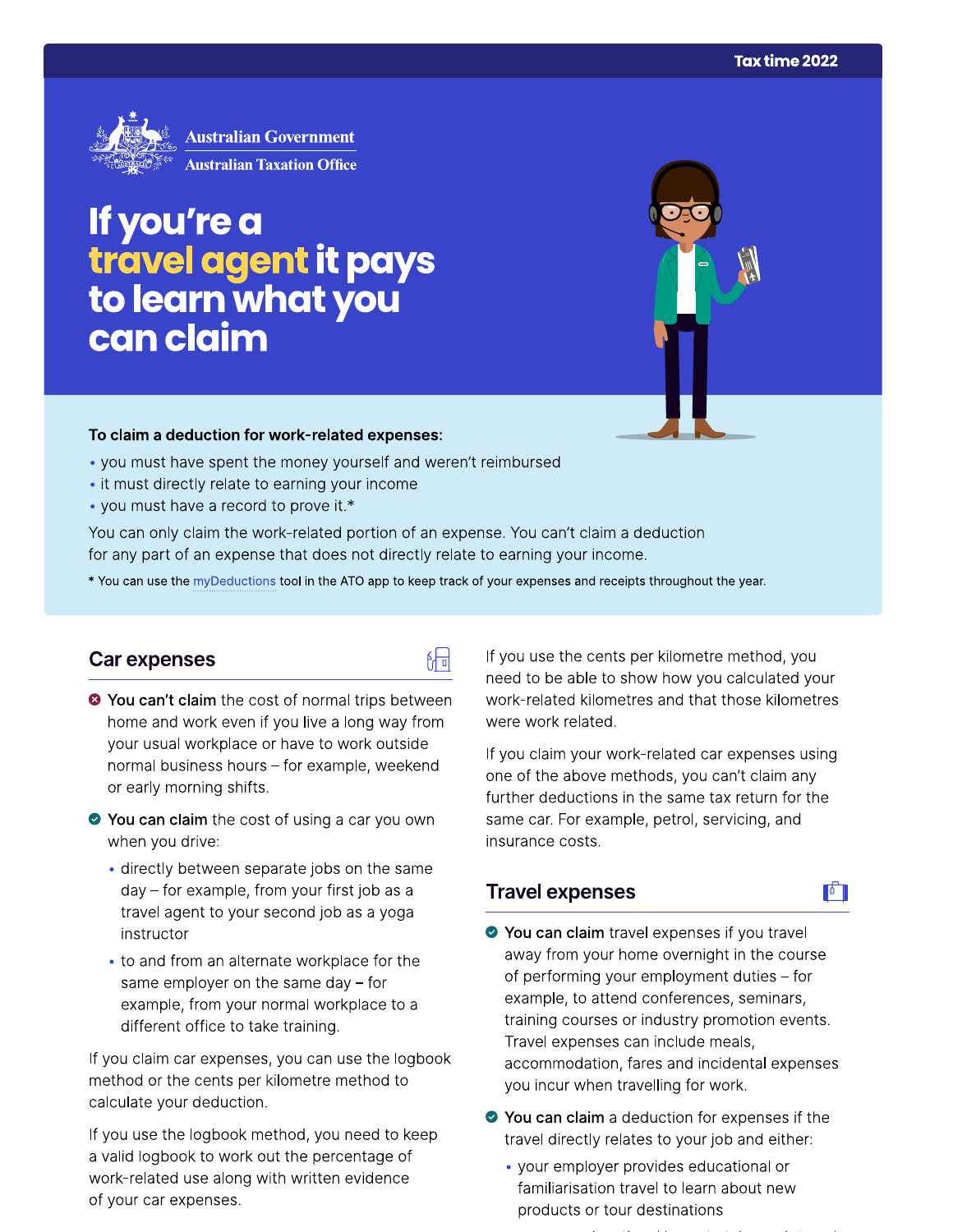Tax time 2022

Australian Government
Australian Taxation Office

# If you're a travel agent it pays to learn what you can claim

**To claim a deduction for work-related expenses:**

- you must have spent the money yourself and weren't reimbursed
- it must directly relate to earning your income
- you must have a record to prove it.*

You can only claim the work-related portion of an expense. You can't claim a deduction for any part of an expense that does not directly relate to earning your income.

* You can use the myDeductions tool in the ATO app to keep track of your expenses and receipts throughout the year.

## Car expenses

- **You can't claim** the cost of normal trips between home and work even if you live a long way from your usual workplace or have to work outside normal business hours – for example, weekend or early morning shifts.
- **You can claim** the cost of using a car you own when you drive:
  - directly between separate jobs on the same day – for example, from your first job as a travel agent to your second job as a yoga instructor
  - to and from an alternate workplace for the same employer on the same day – for example, from your normal workplace to a different office to take training.

If you claim car expenses, you can use the logbook method or the cents per kilometre method to calculate your deduction.

If you use the logbook method, you need to keep a valid logbook to work out the percentage of work-related use along with written evidence of your car expenses.

If you use the cents per kilometre method, you need to be able to show how you calculated your work-related kilometres and that those kilometres were work related.

If you claim your work-related car expenses using one of the above methods, you can't claim any further deductions in the same tax return for the same car. For example, petrol, servicing, and insurance costs.

## Travel expenses

- **You can claim** travel expenses if you travel away from your home overnight in the course of performing your employment duties – for example, to attend conferences, seminars, training courses or industry promotion events. Travel expenses can include meals, accommodation, fares and incidental expenses you incur when travelling for work.
- **You can claim** a deduction for expenses if the travel directly relates to your job and either:
  - your employer provides educational or familiarisation travel to learn about new products or tour destinations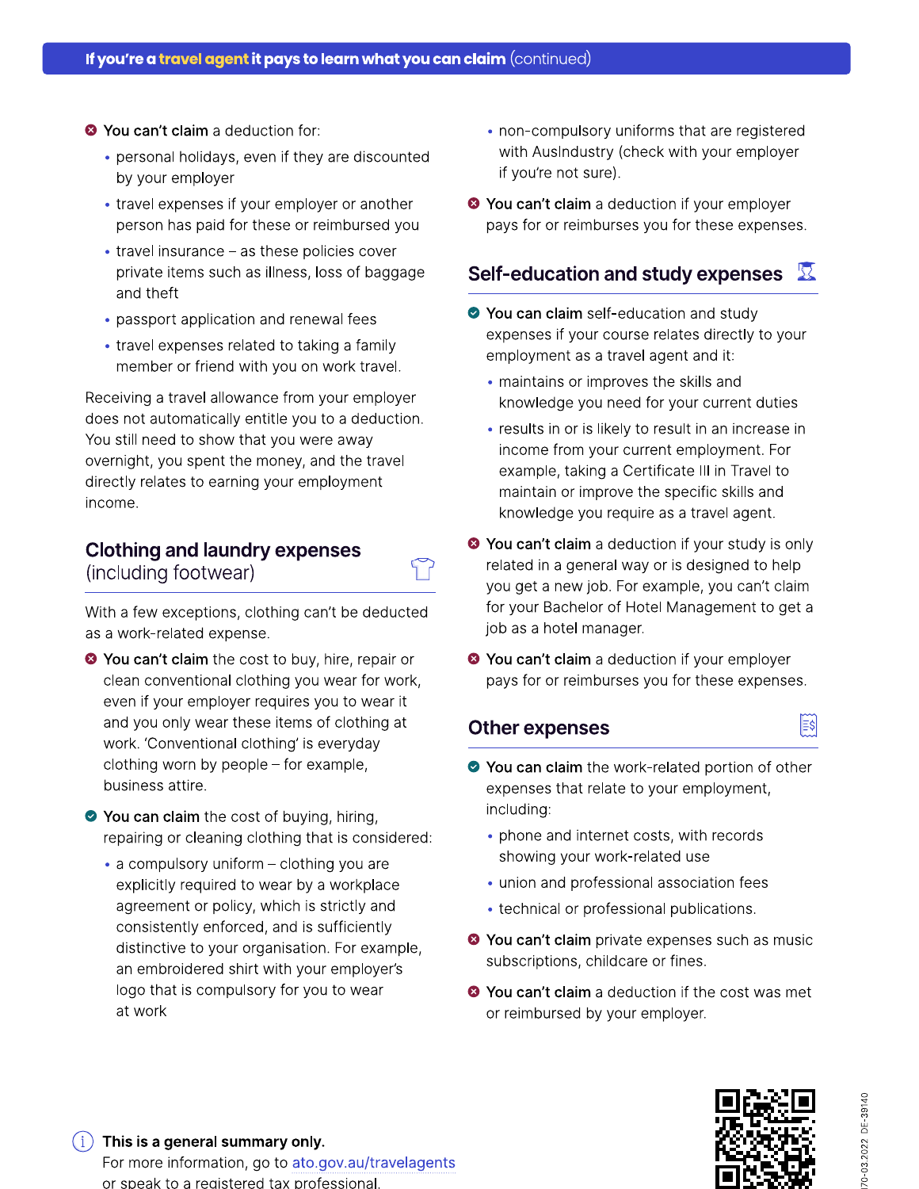**If you're a travel agent it pays to learn what you can claim** (continued)

❌ **You can't claim** a deduction for:

- personal holidays, even if they are discounted by your employer
- travel expenses if your employer or another person has paid for these or reimbursed you
- travel insurance – as these policies cover private items such as illness, loss of baggage and theft
- passport application and renewal fees
- travel expenses related to taking a family member or friend with you on work travel.

Receiving a travel allowance from your employer does not automatically entitle you to a deduction. You still need to show that you were away overnight, you spent the money, and the travel directly relates to earning your employment income.

## Clothing and laundry expenses (including footwear)

With a few exceptions, clothing can't be deducted as a work-related expense.

❌ **You can't claim** the cost to buy, hire, repair or clean conventional clothing you wear for work, even if your employer requires you to wear it and you only wear these items of clothing at work. 'Conventional clothing' is everyday clothing worn by people – for example, business attire.

✅ **You can claim** the cost of buying, hiring, repairing or cleaning clothing that is considered:

- a compulsory uniform – clothing you are explicitly required to wear by a workplace agreement or policy, which is strictly and consistently enforced, and is sufficiently distinctive to your organisation. For example, an embroidered shirt with your employer's logo that is compulsory for you to wear at work
- non-compulsory uniforms that are registered with AusIndustry (check with your employer if you're not sure).

❌ **You can't claim** a deduction if your employer pays for or reimburses you for these expenses.

## Self-education and study expenses

✅ **You can claim** self-education and study expenses if your course relates directly to your employment as a travel agent and it:

- maintains or improves the skills and knowledge you need for your current duties
- results in or is likely to result in an increase in income from your current employment. For example, taking a Certificate III in Travel to maintain or improve the specific skills and knowledge you require as a travel agent.

❌ **You can't claim** a deduction if your study is only related in a general way or is designed to help you get a new job. For example, you can't claim for your Bachelor of Hotel Management to get a job as a hotel manager.

❌ **You can't claim** a deduction if your employer pays for or reimburses you for these expenses.

## Other expenses

✅ **You can claim** the work-related portion of other expenses that relate to your employment, including:

- phone and internet costs, with records showing your work-related use
- union and professional association fees
- technical or professional publications.

❌ **You can't claim** private expenses such as music subscriptions, childcare or fines.

❌ **You can't claim** a deduction if the cost was met or reimbursed by your employer.

ⓘ **This is a general summary only.**
For more information, go to ato.gov.au/travelagents or speak to a registered tax professional.

NAT 75170-03.2022 DE-39140